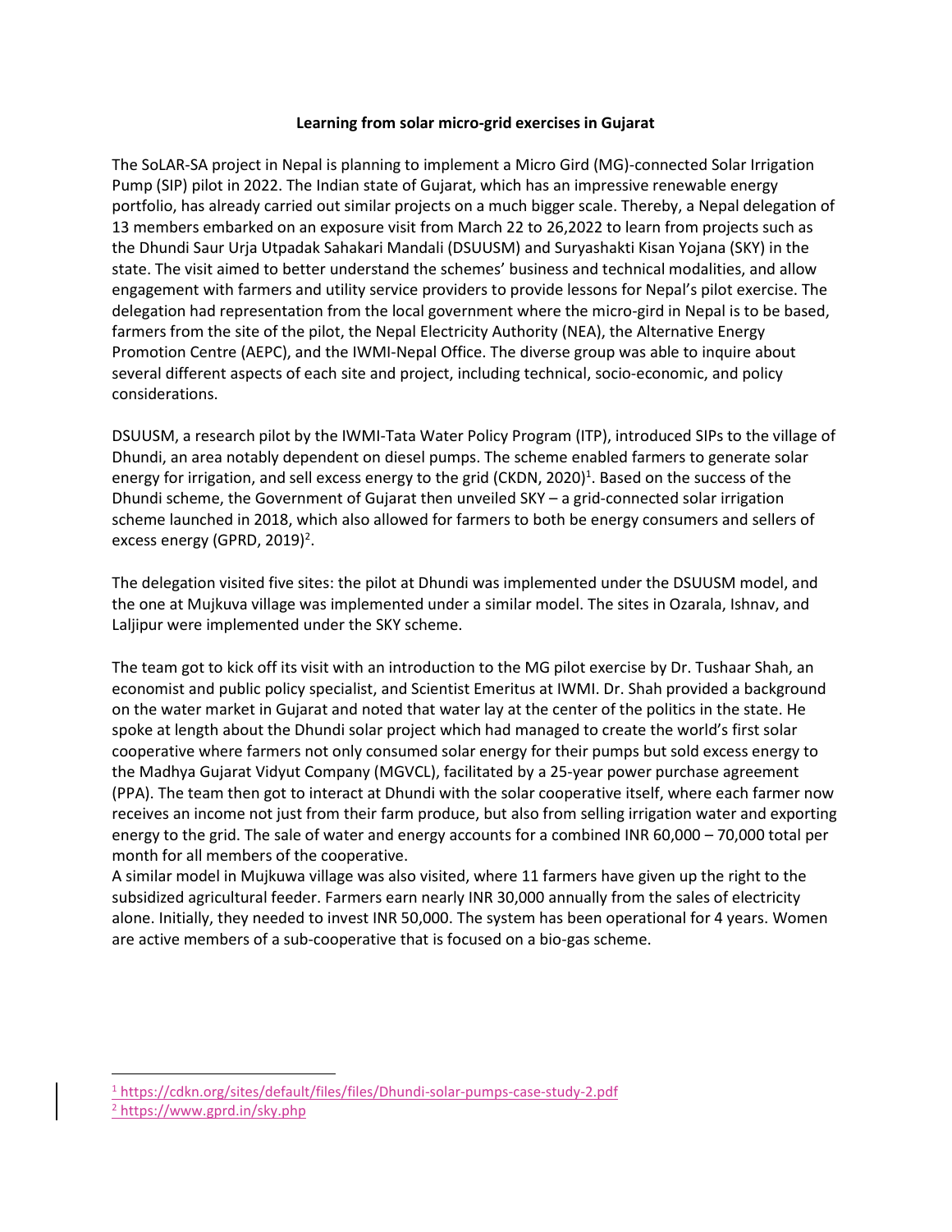**Learning from solar micro-grid exercises in Gujarat**

The SoLAR-SA project in Nepal is planning to implement a Micro Gird (MG)-connected Solar Irrigation Pump (SIP) pilot in 2022. The Indian state of Gujarat, which has an impressive renewable energy portfolio, has already carried out similar projects on a much bigger scale. Thereby, a Nepal delegation of 13 members embarked on an exposure visit from March 22 to 26,2022 to learn from projects such as the Dhundi Saur Urja Utpadak Sahakari Mandali (DSUUSM) and Suryashakti Kisan Yojana (SKY) in the state. The visit aimed to better understand the schemes' business and technical modalities, and allow engagement with farmers and utility service providers to provide lessons for Nepal's pilot exercise. The delegation had representation from the local government where the micro-gird in Nepal is to be based, farmers from the site of the pilot, the Nepal Electricity Authority (NEA), the Alternative Energy Promotion Centre (AEPC), and the IWMI-Nepal Office. The diverse group was able to inquire about several different aspects of each site and project, including technical, socio-economic, and policy considerations.

DSUUSM, a research pilot by the IWMI-Tata Water Policy Program (ITP), introduced SIPs to the village of Dhundi, an area notably dependent on diesel pumps. The scheme enabled farmers to generate solar energy for irrigation, and sell excess energy to the grid (CKDN, 2020)[1]. Based on the success of the Dhundi scheme, the Government of Gujarat then unveiled SKY – a grid-connected solar irrigation scheme launched in 2018, which also allowed for farmers to both be energy consumers and sellers of excess energy (GPRD, 2019)[2].

The delegation visited five sites: the pilot at Dhundi was implemented under the DSUUSM model, and the one at Mujkuva village was implemented under a similar model. The sites in Ozarala, Ishnav, and Laljipur were implemented under the SKY scheme.

The team got to kick off its visit with an introduction to the MG pilot exercise by Dr. Tushaar Shah, an economist and public policy specialist, and Scientist Emeritus at IWMI. Dr. Shah provided a background on the water market in Gujarat and noted that water lay at the center of the politics in the state. He spoke at length about the Dhundi solar project which had managed to create the world's first solar cooperative where farmers not only consumed solar energy for their pumps but sold excess energy to the Madhya Gujarat Vidyut Company (MGVCL), facilitated by a 25-year power purchase agreement (PPA). The team then got to interact at Dhundi with the solar cooperative itself, where each farmer now receives an income not just from their farm produce, but also from selling irrigation water and exporting energy to the grid. The sale of water and energy accounts for a combined INR 60,000 – 70,000 total per month for all members of the cooperative.

A similar model in Mujkuwa village was also visited, where 11 farmers have given up the right to the subsidized agricultural feeder. Farmers earn nearly INR 30,000 annually from the sales of electricity alone. Initially, they needed to invest INR 50,000. The system has been operational for 4 years. Women are active members of a sub-cooperative that is focused on a bio-gas scheme.

---

[1] https://cdkn.org/sites/default/files/files/Dhundi-solar-pumps-case-study-2.pdf

[2] https://www.gprd.in/sky.php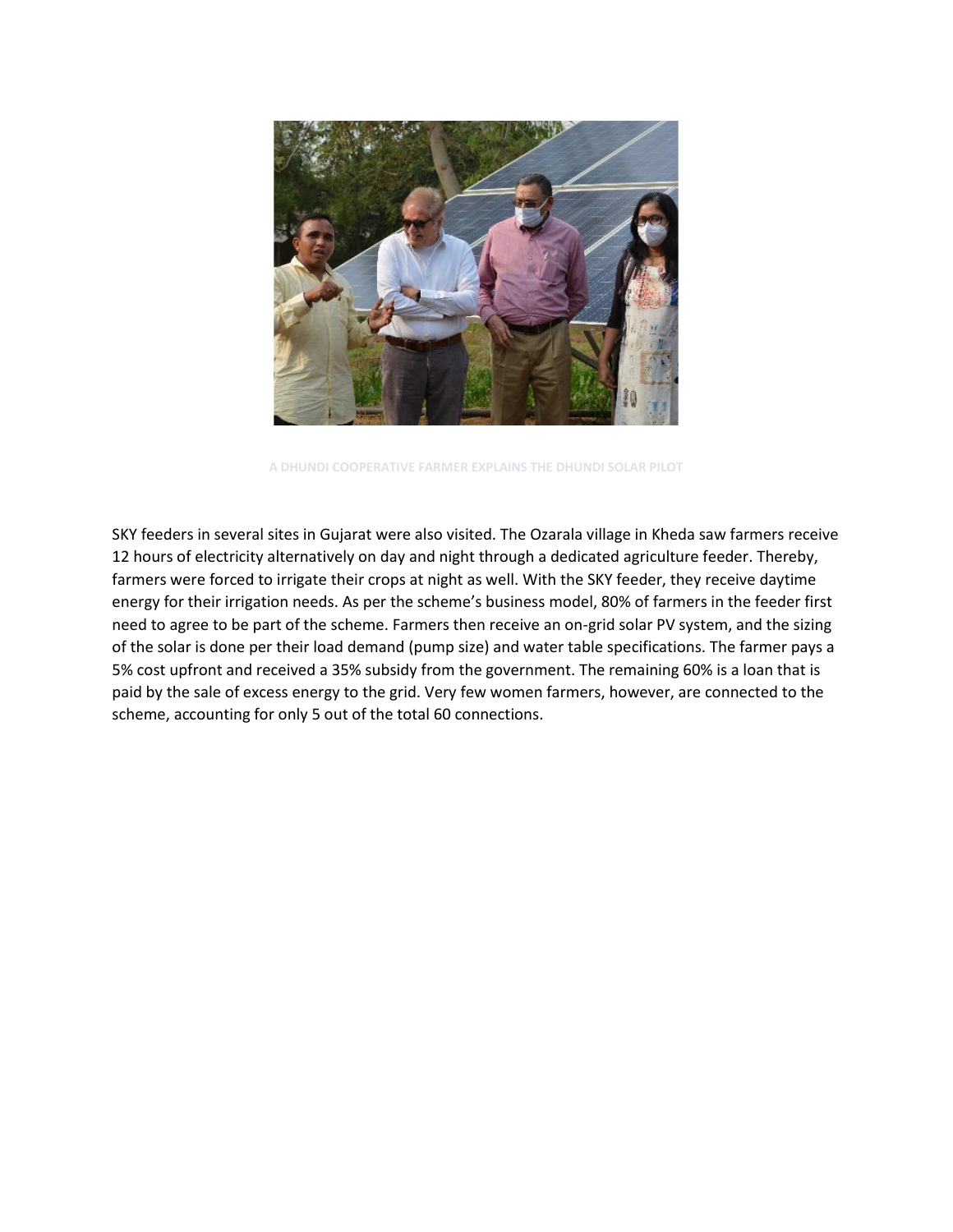A DHUNDI COOPERATIVE FARMER EXPLAINS THE DHUNDI SOLAR PILOT

SKY feeders in several sites in Gujarat were also visited. The Ozarala village in Kheda saw farmers receive 12 hours of electricity alternatively on day and night through a dedicated agriculture feeder. Thereby, farmers were forced to irrigate their crops at night as well. With the SKY feeder, they receive daytime energy for their irrigation needs. As per the scheme's business model, 80% of farmers in the feeder first need to agree to be part of the scheme. Farmers then receive an on-grid solar PV system, and the sizing of the solar is done per their load demand (pump size) and water table specifications. The farmer pays a 5% cost upfront and received a 35% subsidy from the government. The remaining 60% is a loan that is paid by the sale of excess energy to the grid. Very few women farmers, however, are connected to the scheme, accounting for only 5 out of the total 60 connections.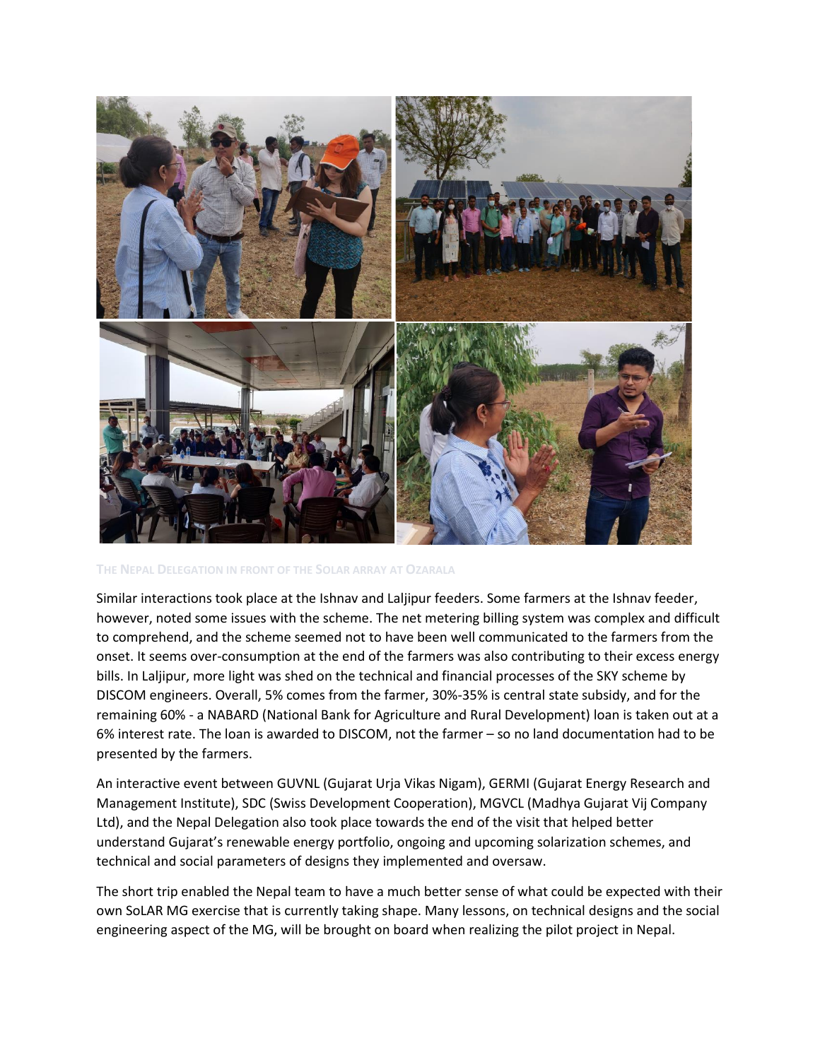THE NEPAL DELEGATION IN FRONT OF THE SOLAR ARRAY AT OZARALA

Similar interactions took place at the Ishnav and Laljipur feeders. Some farmers at the Ishnav feeder, however, noted some issues with the scheme. The net metering billing system was complex and difficult to comprehend, and the scheme seemed not to have been well communicated to the farmers from the onset. It seems over-consumption at the end of the farmers was also contributing to their excess energy bills. In Laljipur, more light was shed on the technical and financial processes of the SKY scheme by DISCOM engineers. Overall, 5% comes from the farmer, 30%-35% is central state subsidy, and for the remaining 60% - a NABARD (National Bank for Agriculture and Rural Development) loan is taken out at a 6% interest rate. The loan is awarded to DISCOM, not the farmer – so no land documentation had to be presented by the farmers.

An interactive event between GUVNL (Gujarat Urja Vikas Nigam), GERMI (Gujarat Energy Research and Management Institute), SDC (Swiss Development Cooperation), MGVCL (Madhya Gujarat Vij Company Ltd), and the Nepal Delegation also took place towards the end of the visit that helped better understand Gujarat's renewable energy portfolio, ongoing and upcoming solarization schemes, and technical and social parameters of designs they implemented and oversaw.

The short trip enabled the Nepal team to have a much better sense of what could be expected with their own SoLAR MG exercise that is currently taking shape. Many lessons, on technical designs and the social engineering aspect of the MG, will be brought on board when realizing the pilot project in Nepal.